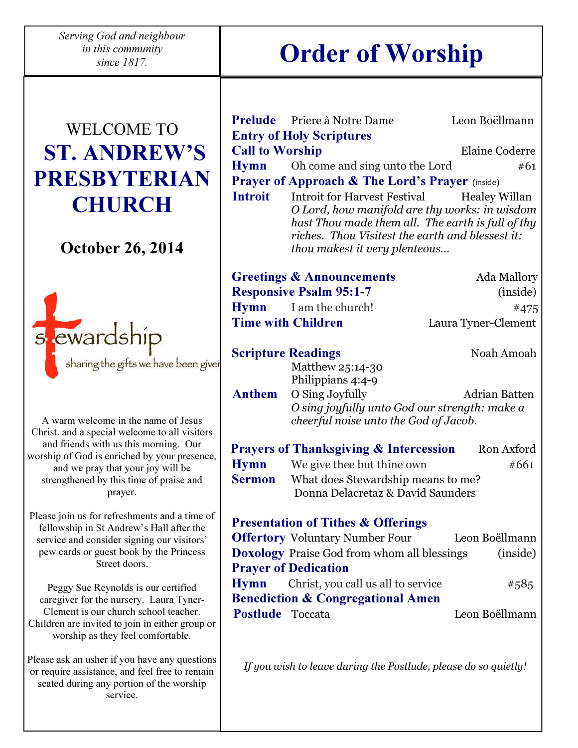*Serving God and neighbour in this community since 1817.*

WELCOME TO

# ST. ANDREW'S PRESBYTERIAN CHURCH

## October 26, 2014

stewardship

sharing the gifts we have been given

A warm welcome in the name of Jesus Christ. and a special welcome to all visitors and friends with us this morning. Our worship of God is enriched by your presence, and we pray that your joy will be strengthened by this time of praise and prayer.

Please join us for refreshments and a time of fellowship in St Andrew's Hall after the service and consider signing our visitors' pew cards or guest book by the Princess Street doors.

Peggy Sue Reynolds is our certified caregiver for the nursery. Laura Tyner-Clement is our church school teacher. Children are invited to join in either group or worship as they feel comfortable.

Please ask an usher if you have any questions or require assistance, and feel free to remain seated during any portion of the worship service.

# Order of Worship

**Prelude** Priere à Notre Dame — Leon Boëllmann

**Entry of Holy Scriptures**

**Call to Worship** — Elaine Coderre

**Hymn** Oh come and sing unto the Lord — #61

**Prayer of Approach & The Lord's Prayer** (inside)

**Introit** Introit for Harvest Festival — Healey Willan

*O Lord, how manifold are thy works: in wisdom hast Thou made them all. The earth is full of thy riches. Thou Visitest the earth and blessest it: thou makest it very plenteous...*

**Greetings & Announcements** — Ada Mallory

**Responsive Psalm 95:1-7** — (inside)

**Hymn** I am the church! — #475

**Time with Children** — Laura Tyner-Clement

**Scripture Readings** — Noah Amoah

Matthew 25:14-30

Philippians 4:4-9

**Anthem** O Sing Joyfully — Adrian Batten

*O sing joyfully unto God our strength: make a cheerful noise unto the God of Jacob.*

**Prayers of Thanksgiving & Intercession** — Ron Axford

**Hymn** We give thee but thine own — #661

**Sermon** What does Stewardship means to me?

Donna Delacretaz & David Saunders

**Presentation of Tithes & Offerings**

**Offertory** Voluntary Number Four — Leon Boëllmann

**Doxology** Praise God from whom all blessings — (inside)

**Prayer of Dedication**

**Hymn** Christ, you call us all to service — #585

**Benediction & Congregational Amen**

**Postlude** Toccata — Leon Boëllmann

*If you wish to leave during the Postlude, please do so quietly!*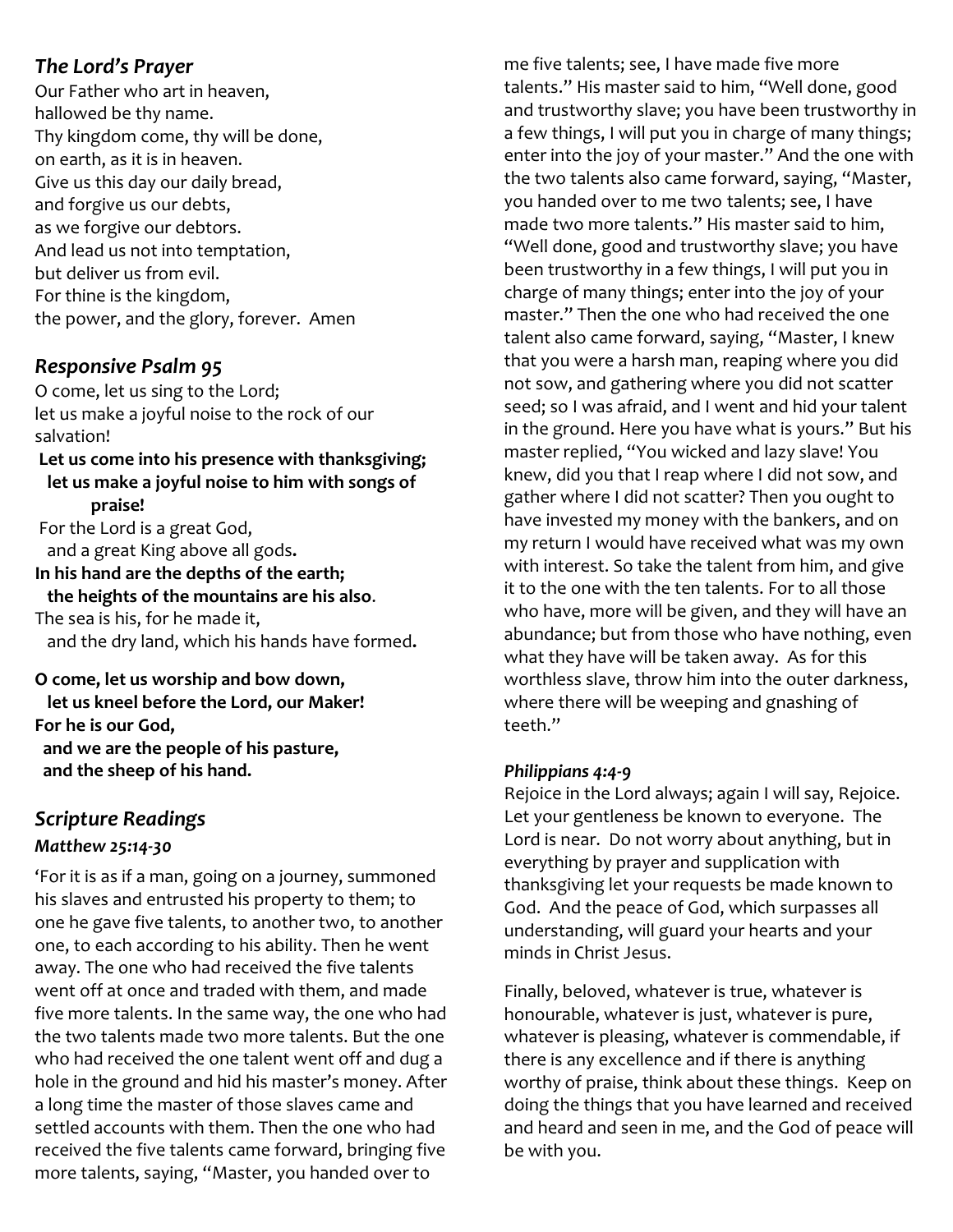## *The Lord's Prayer*

Our Father who art in heaven,
hallowed be thy name.
Thy kingdom come, thy will be done,
on earth, as it is in heaven.
Give us this day our daily bread,
and forgive us our debts,
as we forgive our debtors.
And lead us not into temptation,
but deliver us from evil.
For thine is the kingdom,
the power, and the glory, forever. Amen

## *Responsive Psalm 95*

O come, let us sing to the Lord;
let us make a joyful noise to the rock of our salvation!

**Let us come into his presence with thanksgiving;**
**let us make a joyful noise to him with songs of praise!**

For the Lord is a great God,
and a great King above all gods.

**In his hand are the depths of the earth;**
**the heights of the mountains are his also.**

The sea is his, for he made it,
and the dry land, which his hands have formed.

**O come, let us worship and bow down,**
**let us kneel before the Lord, our Maker!**
**For he is our God,**
**and we are the people of his pasture,**
**and the sheep of his hand.**

## *Scripture Readings*

### *Matthew 25:14-30*

'For it is as if a man, going on a journey, summoned his slaves and entrusted his property to them; to one he gave five talents, to another two, to another one, to each according to his ability. Then he went away. The one who had received the five talents went off at once and traded with them, and made five more talents. In the same way, the one who had the two talents made two more talents. But the one who had received the one talent went off and dug a hole in the ground and hid his master's money. After a long time the master of those slaves came and settled accounts with them. Then the one who had received the five talents came forward, bringing five more talents, saying, "Master, you handed over to me five talents; see, I have made five more talents." His master said to him, "Well done, good and trustworthy slave; you have been trustworthy in a few things, I will put you in charge of many things; enter into the joy of your master." And the one with the two talents also came forward, saying, "Master, you handed over to me two talents; see, I have made two more talents." His master said to him, "Well done, good and trustworthy slave; you have been trustworthy in a few things, I will put you in charge of many things; enter into the joy of your master." Then the one who had received the one talent also came forward, saying, "Master, I knew that you were a harsh man, reaping where you did not sow, and gathering where you did not scatter seed; so I was afraid, and I went and hid your talent in the ground. Here you have what is yours." But his master replied, "You wicked and lazy slave! You knew, did you that I reap where I did not sow, and gather where I did not scatter? Then you ought to have invested my money with the bankers, and on my return I would have received what was my own with interest. So take the talent from him, and give it to the one with the ten talents. For to all those who have, more will be given, and they will have an abundance; but from those who have nothing, even what they have will be taken away. As for this worthless slave, throw him into the outer darkness, where there will be weeping and gnashing of teeth."

### *Philippians 4:4-9*

Rejoice in the Lord always; again I will say, Rejoice. Let your gentleness be known to everyone. The Lord is near. Do not worry about anything, but in everything by prayer and supplication with thanksgiving let your requests be made known to God. And the peace of God, which surpasses all understanding, will guard your hearts and your minds in Christ Jesus.

Finally, beloved, whatever is true, whatever is honourable, whatever is just, whatever is pure, whatever is pleasing, whatever is commendable, if there is any excellence and if there is anything worthy of praise, think about these things. Keep on doing the things that you have learned and received and heard and seen in me, and the God of peace will be with you.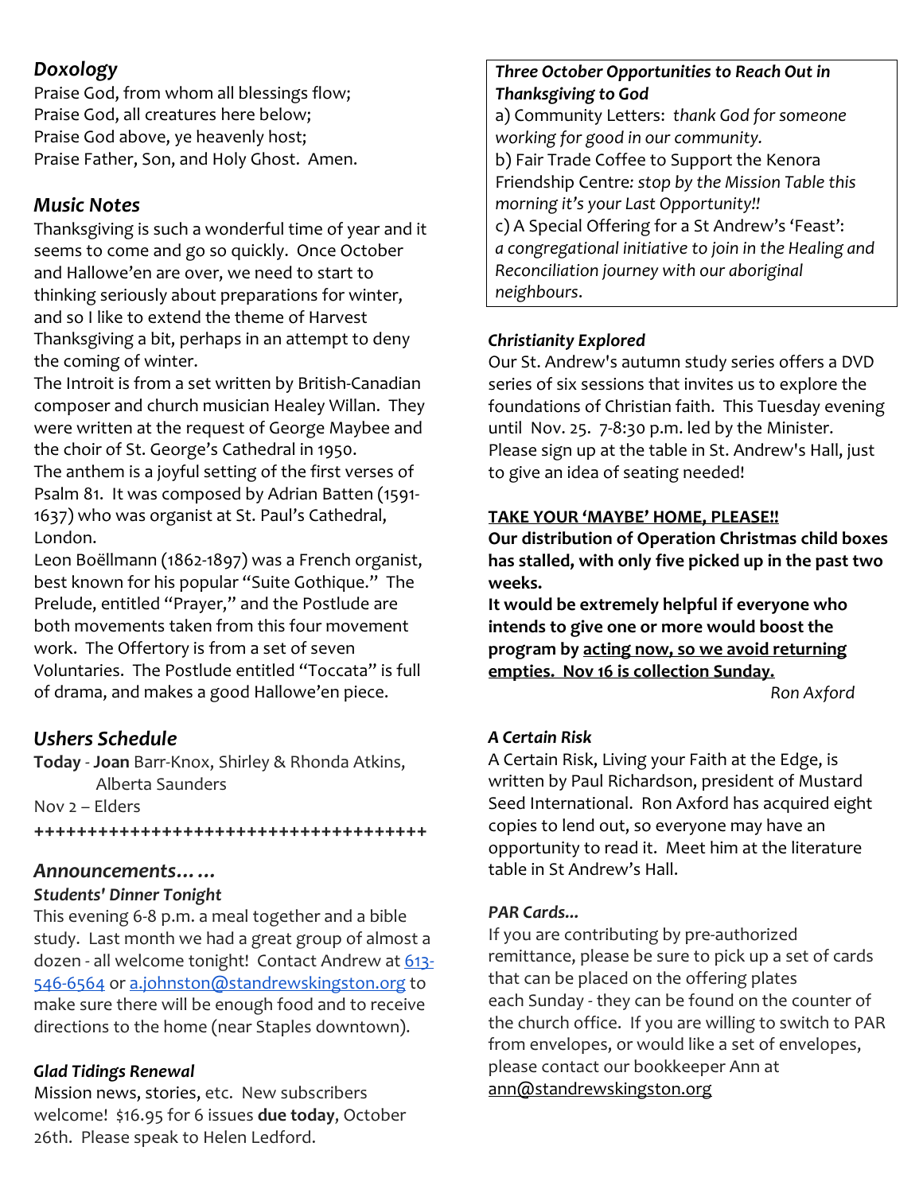## *Doxology*

Praise God, from whom all blessings flow;
Praise God, all creatures here below;
Praise God above, ye heavenly host;
Praise Father, Son, and Holy Ghost. Amen.

## *Music Notes*

Thanksgiving is such a wonderful time of year and it seems to come and go so quickly. Once October and Hallowe'en are over, we need to start to thinking seriously about preparations for winter, and so I like to extend the theme of Harvest Thanksgiving a bit, perhaps in an attempt to deny the coming of winter.

The Introit is from a set written by British-Canadian composer and church musician Healey Willan. They were written at the request of George Maybee and the choir of St. George's Cathedral in 1950.

The anthem is a joyful setting of the first verses of Psalm 81. It was composed by Adrian Batten (1591-1637) who was organist at St. Paul's Cathedral, London.

Leon Boëllmann (1862-1897) was a French organist, best known for his popular "Suite Gothique." The Prelude, entitled "Prayer," and the Postlude are both movements taken from this four movement work. The Offertory is from a set of seven Voluntaries. The Postlude entitled "Toccata" is full of drama, and makes a good Hallowe'en piece.

## *Ushers Schedule*

**Today** - **Joan** Barr-Knox, Shirley & Rhonda Atkins, Alberta Saunders

Nov 2 – Elders

++++++++++++++++++++++++++++++++++++++

## *Announcements……*

***Students' Dinner Tonight***

This evening 6-8 p.m. a meal together and a bible study. Last month we had a great group of almost a dozen - all welcome tonight! Contact Andrew at 613-546-6564 or a.johnston@standrewskingston.org to make sure there will be enough food and to receive directions to the home (near Staples downtown).

***Glad Tidings Renewal***

Mission news, stories, etc. New subscribers welcome! $16.95 for 6 issues **due today**, October 26th. Please speak to Helen Ledford.

***Three October Opportunities to Reach Out in Thanksgiving to God***

a) Community Letters: *thank God for someone working for good in our community.*

b) Fair Trade Coffee to Support the Kenora Friendship Centre*: stop by the Mission Table this morning it's your Last Opportunity!!*

c) A Special Offering for a St Andrew's 'Feast': *a congregational initiative to join in the Healing and Reconciliation journey with our aboriginal neighbours.*

***Christianity Explored***

Our St. Andrew's autumn study series offers a DVD series of six sessions that invites us to explore the foundations of Christian faith. This Tuesday evening until Nov. 25. 7-8:30 p.m. led by the Minister. Please sign up at the table in St. Andrew's Hall, just to give an idea of seating needed!

**<u>TAKE YOUR 'MAYBE' HOME, PLEASE!!</u>**

**Our distribution of Operation Christmas child boxes has stalled, with only five picked up in the past two weeks.**

**It would be extremely helpful if everyone who intends to give one or more would boost the program by <u>acting now, so we avoid returning empties. Nov 16 is collection Sunday.</u>**

*Ron Axford*

***A Certain Risk***

A Certain Risk, Living your Faith at the Edge, is written by Paul Richardson, president of Mustard Seed International. Ron Axford has acquired eight copies to lend out, so everyone may have an opportunity to read it. Meet him at the literature table in St Andrew's Hall.

***PAR Cards...***

If you are contributing by pre-authorized remittance, please be sure to pick up a set of cards that can be placed on the offering plates each Sunday - they can be found on the counter of the church office. If you are willing to switch to PAR from envelopes, or would like a set of envelopes, please contact our bookkeeper Ann at ann@standrewskingston.org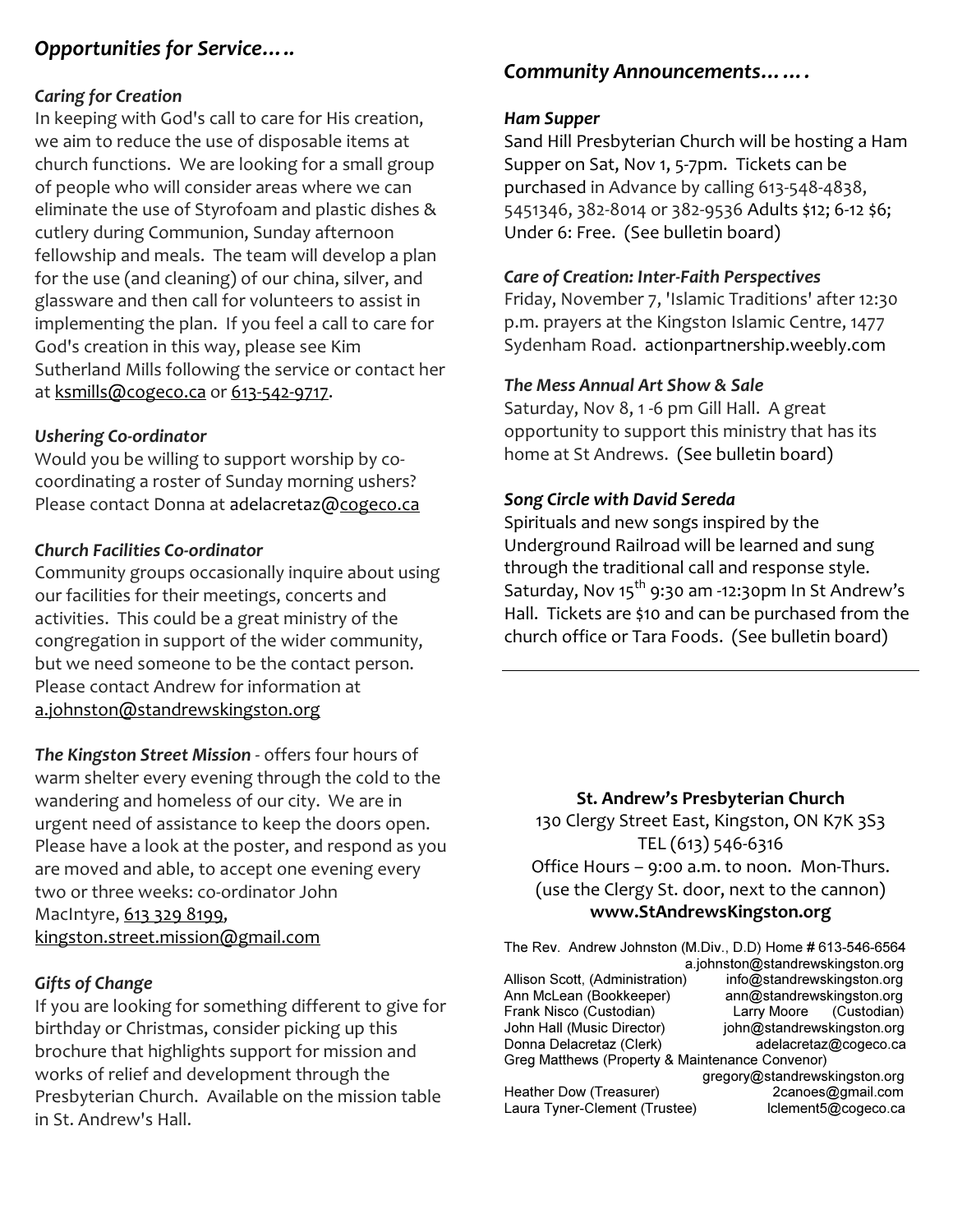## *Opportunities for Service…..*

### *Caring for Creation*

In keeping with God's call to care for His creation, we aim to reduce the use of disposable items at church functions. We are looking for a small group of people who will consider areas where we can eliminate the use of Styrofoam and plastic dishes & cutlery during Communion, Sunday afternoon fellowship and meals. The team will develop a plan for the use (and cleaning) of our china, silver, and glassware and then call for volunteers to assist in implementing the plan. If you feel a call to care for God's creation in this way, please see Kim Sutherland Mills following the service or contact her at ksmills@cogeco.ca or 613-542-9717.

### *Ushering Co-ordinator*

Would you be willing to support worship by co-coordinating a roster of Sunday morning ushers? Please contact Donna at adelacretaz@cogeco.ca

### *Church Facilities Co-ordinator*

Community groups occasionally inquire about using our facilities for their meetings, concerts and activities. This could be a great ministry of the congregation in support of the wider community, but we need someone to be the contact person. Please contact Andrew for information at a.johnston@standrewskingston.org

***The Kingston Street Mission*** - offers four hours of warm shelter every evening through the cold to the wandering and homeless of our city. We are in urgent need of assistance to keep the doors open. Please have a look at the poster, and respond as you are moved and able, to accept one evening every two or three weeks: co-ordinator John MacIntyre, 613 329 8199, kingston.street.mission@gmail.com

### *Gifts of Change*

If you are looking for something different to give for birthday or Christmas, consider picking up this brochure that highlights support for mission and works of relief and development through the Presbyterian Church. Available on the mission table in St. Andrew's Hall.

## *Community Announcements…….*

### *Ham Supper*

Sand Hill Presbyterian Church will be hosting a Ham Supper on Sat, Nov 1, 5-7pm. Tickets can be purchased in Advance by calling 613-548-4838, 5451346, 382-8014 or 382-9536 Adults $12; 6-12 $6; Under 6: Free. (See bulletin board)

### *Care of Creation: Inter-Faith Perspectives*

Friday, November 7, 'Islamic Traditions' after 12:30 p.m. prayers at the Kingston Islamic Centre, 1477 Sydenham Road. actionpartnership.weebly.com

### *The Mess Annual Art Show & Sale*

Saturday, Nov 8, 1 -6 pm Gill Hall. A great opportunity to support this ministry that has its home at St Andrews. (See bulletin board)

### *Song Circle with David Sereda*

Spirituals and new songs inspired by the Underground Railroad will be learned and sung through the traditional call and response style. Saturday, Nov 15th 9:30 am -12:30pm In St Andrew's Hall. Tickets are $10 and can be purchased from the church office or Tara Foods. (See bulletin board)

---

**St. Andrew's Presbyterian Church**
130 Clergy Street East, Kingston, ON K7K 3S3
TEL (613) 546-6316
Office Hours – 9:00 a.m. to noon. Mon-Thurs.
(use the Clergy St. door, next to the cannon)
**www.StAndrewsKingston.org**

The Rev. Andrew Johnston (M.Div., D.D) Home # 613-546-6564 a.johnston@standrewskingston.org
Allison Scott, (Administration) info@standrewskingston.org
Ann McLean (Bookkeeper) ann@standrewskingston.org
Frank Nisco (Custodian) Larry Moore (Custodian)
John Hall (Music Director) john@standrewskingston.org
Donna Delacretaz (Clerk) adelacretaz@cogeco.ca
Greg Matthews (Property & Maintenance Convenor) gregory@standrewskingston.org
Heather Dow (Treasurer) 2canoes@gmail.com
Laura Tyner-Clement (Trustee) lclement5@cogeco.ca